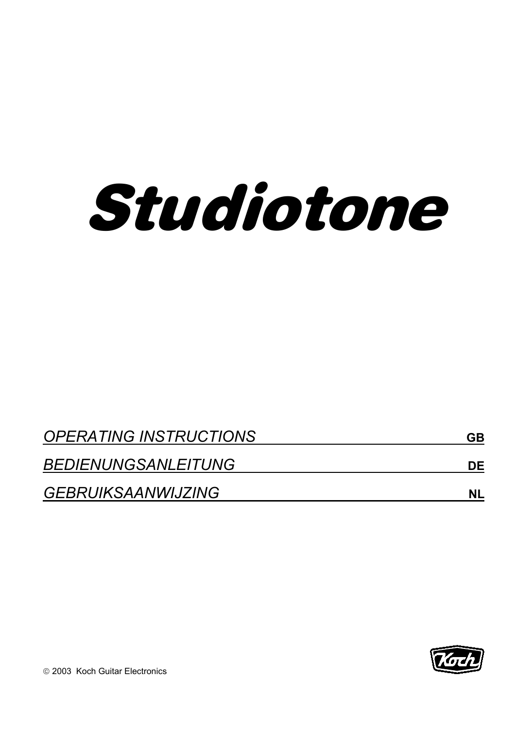# Studiotone

*OPERATING INSTRUCTIONS* **GB**

*BEDIENUNGSANLEITUNG* **DE**

*GEBRUIKSAANWIJZING* **NL**

© 2003 Koch Guitar Electronics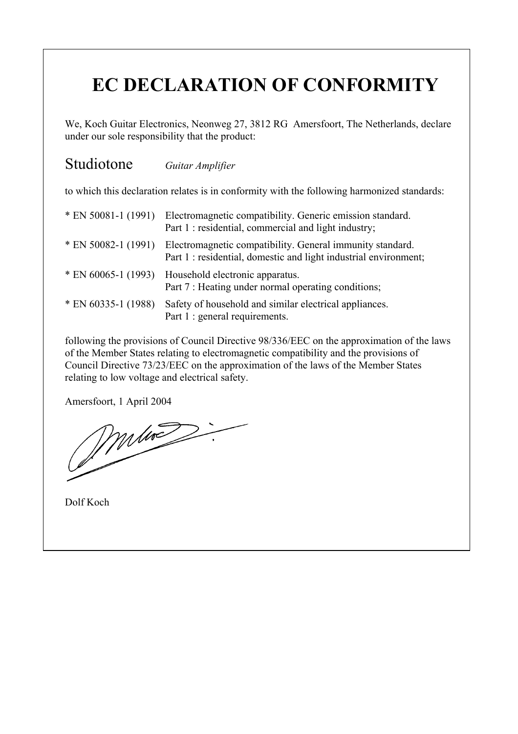# EC DECLARATION OF CONFORMITY

We, Koch Guitar Electronics, Neonweg 27, 3812 RG  Amersfoort, The Netherlands, declare under our sole responsibility that the product:

Studiotone  *Guitar Amplifier*

to which this declaration relates is in conformity with the following harmonized standards:

| | |
|---|---|
| * EN 50081-1 (1991) | Electromagnetic compatibility. Generic emission standard. Part 1 : residential, commercial and light industry; |
| * EN 50082-1 (1991) | Electromagnetic compatibility. General immunity standard. Part 1 : residential, domestic and light industrial environment; |
| * EN 60065-1 (1993) | Household electronic apparatus. Part 7 : Heating under normal operating conditions; |
| * EN 60335-1 (1988) | Safety of household and similar electrical appliances. Part 1 : general requirements. |

following the provisions of Council Directive 98/336/EEC on the approximation of the laws of the Member States relating to electromagnetic compatibility and the provisions of Council Directive 73/23/EEC on the approximation of the laws of the Member States relating to low voltage and electrical safety.

Amersfoort, 1 April 2004

Dolf Koch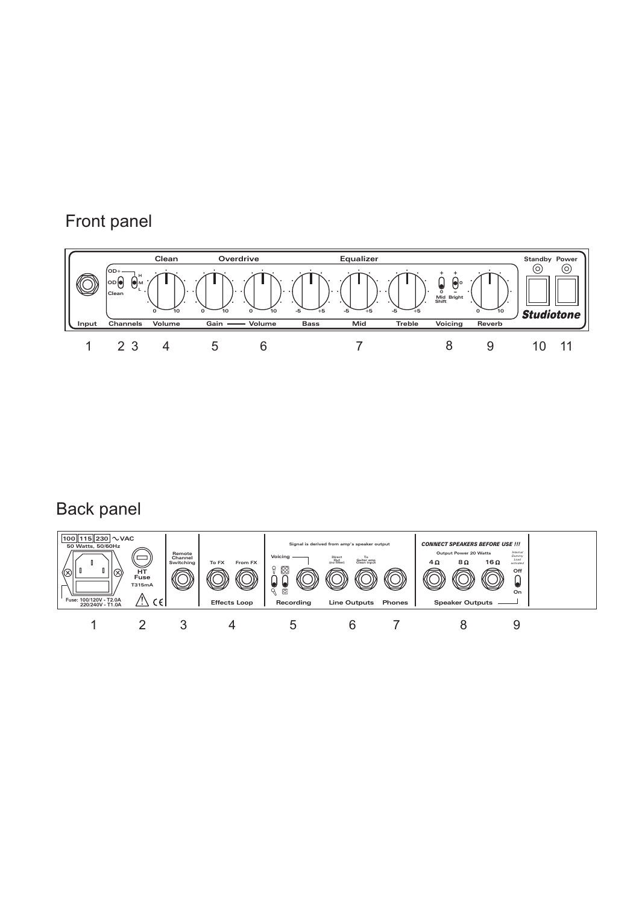## Front panel

Input | Channels | Clean Volume | Overdrive Gain — Volume | Equalizer Bass | Mid | Treble | Voicing | Reverb | Standby | Power

OD+ / OD / Clean — H / M / L

Mid Shift — Bright

Studiotone

1 2 3 4 5 6 7 8 9 10 11

## Back panel

100 | 115 | 230 ~VAC
50 Watts, 50/60Hz

Fuse: 100/120V - T2.0A
220/240V - T1.0A

HT Fuse T315mA

Remote Channel Switching

Effects Loop: To FX | From FX

Signal is derived from amp's speaker output

Recording: Voicing

Line Outputs: Direct Out (no filter) | To Guitar amp Clean input

Phones

CONNECT SPEAKERS BEFORE USE !!!

Output Power 20 Watts

Speaker Outputs: 4 Ω | 8 Ω | 16 Ω

Internal Dummy Load activated: Off / On

1 2 3 4 5 6 7 8 9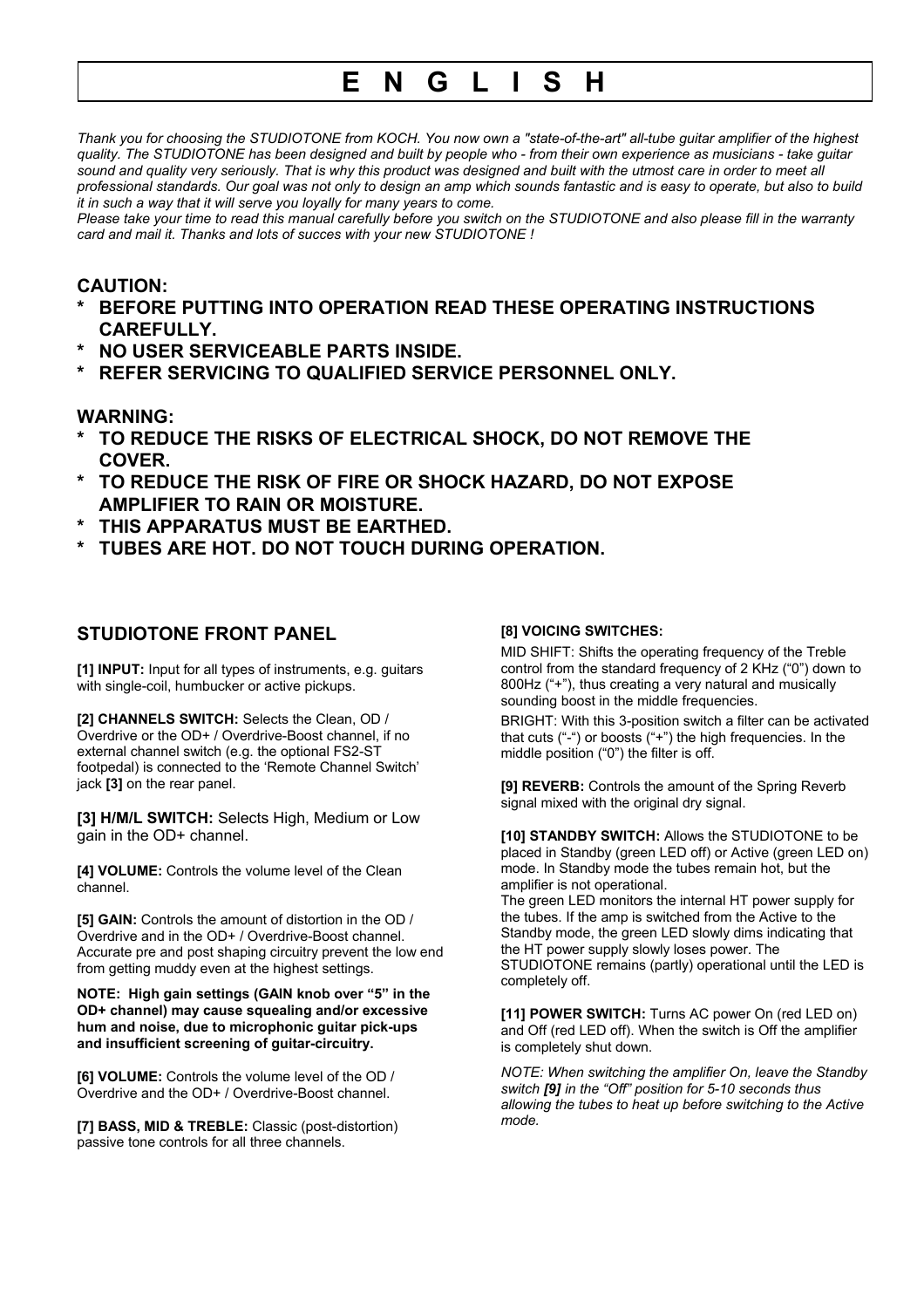# E N G L I S H

*Thank you for choosing the STUDIOTONE from KOCH. You now own a "state-of-the-art" all-tube guitar amplifier of the highest quality. The STUDIOTONE has been designed and built by people who - from their own experience as musicians - take guitar sound and quality very seriously. That is why this product was designed and built with the utmost care in order to meet all professional standards. Our goal was not only to design an amp which sounds fantastic and is easy to operate, but also to build it in such a way that it will serve you loyally for many years to come.*
*Please take your time to read this manual carefully before you switch on the STUDIOTONE and also please fill in the warranty card and mail it. Thanks and lots of succes with your new STUDIOTONE !*

**CAUTION:**

- **BEFORE PUTTING INTO OPERATION READ THESE OPERATING INSTRUCTIONS CAREFULLY.**
- **NO USER SERVICEABLE PARTS INSIDE.**
- **REFER SERVICING TO QUALIFIED SERVICE PERSONNEL ONLY.**

**WARNING:**

- **TO REDUCE THE RISKS OF ELECTRICAL SHOCK, DO NOT REMOVE THE COVER.**
- **TO REDUCE THE RISK OF FIRE OR SHOCK HAZARD, DO NOT EXPOSE AMPLIFIER TO RAIN OR MOISTURE.**
- **THIS APPARATUS MUST BE EARTHED.**
- **TUBES ARE HOT. DO NOT TOUCH DURING OPERATION.**

## STUDIOTONE FRONT PANEL

**[1] INPUT:** Input for all types of instruments, e.g. guitars with single-coil, humbucker or active pickups.

**[2] CHANNELS SWITCH:** Selects the Clean, OD / Overdrive or the OD+ / Overdrive-Boost channel, if no external channel switch (e.g. the optional FS2-ST footpedal) is connected to the 'Remote Channel Switch' jack **[3]** on the rear panel.

**[3] H/M/L SWITCH:** Selects High, Medium or Low gain in the OD+ channel.

**[4] VOLUME:** Controls the volume level of the Clean channel.

**[5] GAIN:** Controls the amount of distortion in the OD / Overdrive and in the OD+ / Overdrive-Boost channel. Accurate pre and post shaping circuitry prevent the low end from getting muddy even at the highest settings.

**NOTE: High gain settings (GAIN knob over "5" in the OD+ channel) may cause squealing and/or excessive hum and noise, due to microphonic guitar pick-ups and insufficient screening of guitar-circuitry.**

**[6] VOLUME:** Controls the volume level of the OD / Overdrive and the OD+ / Overdrive-Boost channel.

**[7] BASS, MID & TREBLE:** Classic (post-distortion) passive tone controls for all three channels.

**[8] VOICING SWITCHES:**

MID SHIFT: Shifts the operating frequency of the Treble control from the standard frequency of 2 KHz ("0") down to 800Hz ("+"), thus creating a very natural and musically sounding boost in the middle frequencies.

BRIGHT: With this 3-position switch a filter can be activated that cuts ("-") or boosts ("+") the high frequencies. In the middle position ("0") the filter is off.

**[9] REVERB:** Controls the amount of the Spring Reverb signal mixed with the original dry signal.

**[10] STANDBY SWITCH:** Allows the STUDIOTONE to be placed in Standby (green LED off) or Active (green LED on) mode. In Standby mode the tubes remain hot, but the amplifier is not operational.
The green LED monitors the internal HT power supply for the tubes. If the amp is switched from the Active to the Standby mode, the green LED slowly dims indicating that the HT power supply slowly loses power. The STUDIOTONE remains (partly) operational until the LED is completely off.

**[11] POWER SWITCH:** Turns AC power On (red LED on) and Off (red LED off). When the switch is Off the amplifier is completely shut down.

*NOTE: When switching the amplifier On, leave the Standby switch **[9]** in the "Off" position for 5-10 seconds thus allowing the tubes to heat up before switching to the Active mode.*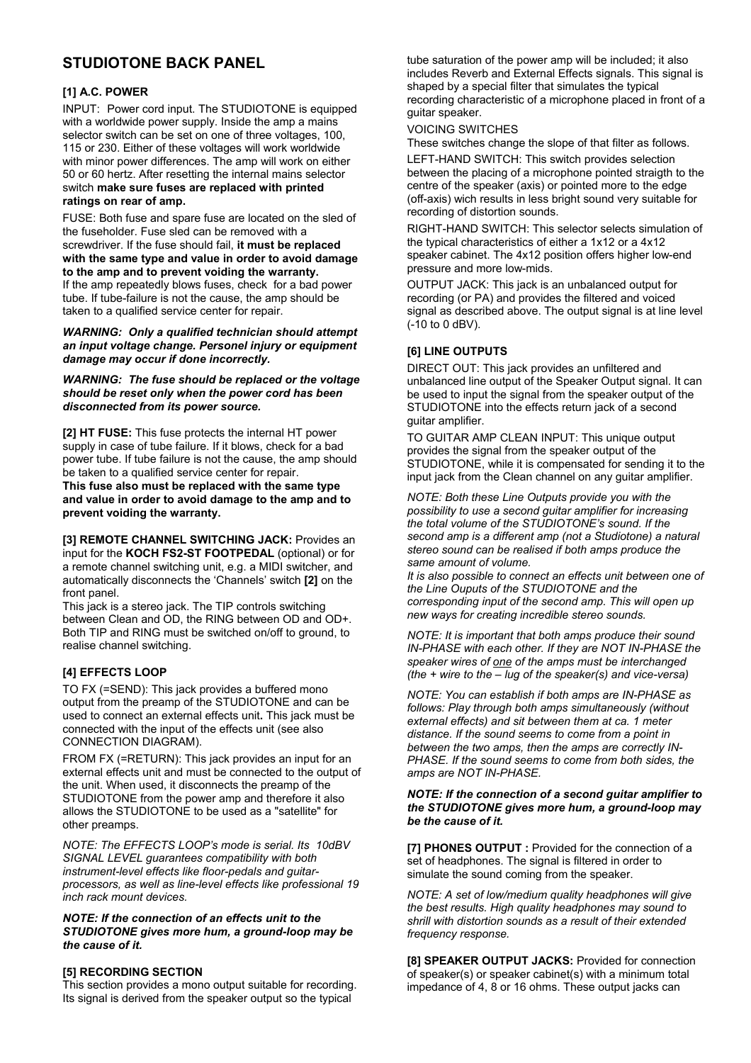## STUDIOTONE BACK PANEL

### [1] A.C. POWER

INPUT: Power cord input. The STUDIOTONE is equipped with a worldwide power supply. Inside the amp a mains selector switch can be set on one of three voltages, 100, 115 or 230. Either of these voltages will work worldwide with minor power differences. The amp will work on either 50 or 60 hertz. After resetting the internal mains selector switch **make sure fuses are replaced with printed ratings on rear of amp.**

FUSE: Both fuse and spare fuse are located on the sled of the fuseholder. Fuse sled can be removed with a screwdriver. If the fuse should fail, **it must be replaced with the same type and value in order to avoid damage to the amp and to prevent voiding the warranty.** If the amp repeatedly blows fuses, check for a bad power tube. If tube-failure is not the cause, the amp should be taken to a qualified service center for repair.

***WARNING: Only a qualified technician should attempt an input voltage change. Personel injury or equipment damage may occur if done incorrectly.***

***WARNING: The fuse should be replaced or the voltage should be reset only when the power cord has been disconnected from its power source.***

**[2] HT FUSE:** This fuse protects the internal HT power supply in case of tube failure. If it blows, check for a bad power tube. If tube failure is not the cause, the amp should be taken to a qualified service center for repair.
**This fuse also must be replaced with the same type and value in order to avoid damage to the amp and to prevent voiding the warranty.**

**[3] REMOTE CHANNEL SWITCHING JACK:** Provides an input for the **KOCH FS2-ST FOOTPEDAL** (optional) or for a remote channel switching unit, e.g. a MIDI switcher, and automatically disconnects the 'Channels' switch **[2]** on the front panel.
This jack is a stereo jack. The TIP controls switching between Clean and OD, the RING between OD and OD+. Both TIP and RING must be switched on/off to ground, to realise channel switching.

### [4] EFFECTS LOOP

TO FX (=SEND): This jack provides a buffered mono output from the preamp of the STUDIOTONE and can be used to connect an external effects unit**.** This jack must be connected with the input of the effects unit (see also CONNECTION DIAGRAM).

FROM FX (=RETURN): This jack provides an input for an external effects unit and must be connected to the output of the unit. When used, it disconnects the preamp of the STUDIOTONE from the power amp and therefore it also allows the STUDIOTONE to be used as a "satellite" for other preamps.

*NOTE: The EFFECTS LOOP's mode is serial. Its 10dBV SIGNAL LEVEL guarantees compatibility with both instrument-level effects like floor-pedals and guitar-processors, as well as line-level effects like professional 19 inch rack mount devices.*

***NOTE: If the connection of an effects unit to the STUDIOTONE gives more hum, a ground-loop may be the cause of it.***

### [5] RECORDING SECTION

This section provides a mono output suitable for recording. Its signal is derived from the speaker output so the typical tube saturation of the power amp will be included; it also includes Reverb and External Effects signals. This signal is shaped by a special filter that simulates the typical recording characteristic of a microphone placed in front of a guitar speaker.

VOICING SWITCHES

These switches change the slope of that filter as follows.

LEFT-HAND SWITCH: This switch provides selection between the placing of a microphone pointed straigth to the centre of the speaker (axis) or pointed more to the edge (off-axis) wich results in less bright sound very suitable for recording of distortion sounds.

RIGHT-HAND SWITCH: This selector selects simulation of the typical characteristics of either a 1x12 or a 4x12 speaker cabinet. The 4x12 position offers higher low-end pressure and more low-mids.

OUTPUT JACK: This jack is an unbalanced output for recording (or PA) and provides the filtered and voiced signal as described above. The output signal is at line level (-10 to 0 dBV).

### [6] LINE OUTPUTS

DIRECT OUT: This jack provides an unfiltered and unbalanced line output of the Speaker Output signal. It can be used to input the signal from the speaker output of the STUDIOTONE into the effects return jack of a second guitar amplifier.

TO GUITAR AMP CLEAN INPUT: This unique output provides the signal from the speaker output of the STUDIOTONE, while it is compensated for sending it to the input jack from the Clean channel on any guitar amplifier.

*NOTE: Both these Line Outputs provide you with the possibility to use a second guitar amplifier for increasing the total volume of the STUDIOTONE's sound. If the second amp is a different amp (not a Studiotone) a natural stereo sound can be realised if both amps produce the same amount of volume.*
*It is also possible to connect an effects unit between one of the Line Ouputs of the STUDIOTONE and the corresponding input of the second amp. This will open up new ways for creating incredible stereo sounds.*

*NOTE: It is important that both amps produce their sound IN-PHASE with each other. If they are NOT IN-PHASE the speaker wires of <u>one</u> of the amps must be interchanged (the + wire to the – lug of the speaker(s) and vice-versa)*

*NOTE: You can establish if both amps are IN-PHASE as follows: Play through both amps simultaneously (without external effects) and sit between them at ca. 1 meter distance. If the sound seems to come from a point in between the two amps, then the amps are correctly IN-PHASE. If the sound seems to come from both sides, the amps are NOT IN-PHASE.*

***NOTE: If the connection of a second guitar amplifier to the STUDIOTONE gives more hum, a ground-loop may be the cause of it.***

**[7] PHONES OUTPUT :** Provided for the connection of a set of headphones. The signal is filtered in order to simulate the sound coming from the speaker.

*NOTE: A set of low/medium quality headphones will give the best results. High quality headphones may sound to shrill with distortion sounds as a result of their extended frequency response.*

**[8] SPEAKER OUTPUT JACKS:** Provided for connection of speaker(s) or speaker cabinet(s) with a minimum total impedance of 4, 8 or 16 ohms. These output jacks can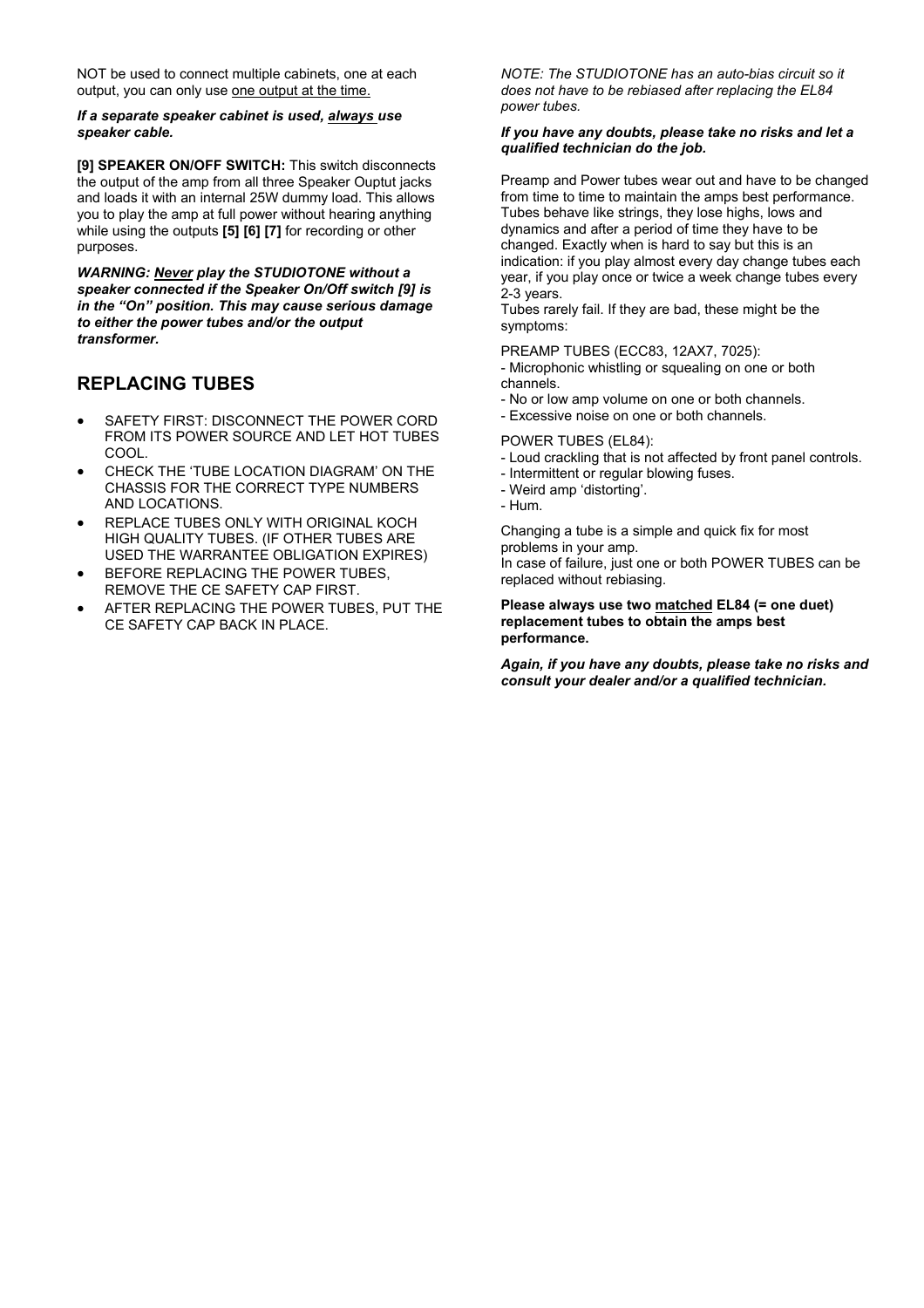NOT be used to connect multiple cabinets, one at each output, you can only use <u>one output at the time.</u>

***If a separate speaker cabinet is used, <u>always</u> use speaker cable.***

**[9] SPEAKER ON/OFF SWITCH:** This switch disconnects the output of the amp from all three Speaker Ouptut jacks and loads it with an internal 25W dummy load. This allows you to play the amp at full power without hearing anything while using the outputs **[5] [6] [7]** for recording or other purposes.

***WARNING: <u>Never</u> play the STUDIOTONE without a speaker connected if the Speaker On/Off switch [9] is in the "On" position. This may cause serious damage to either the power tubes and/or the output transformer.***

## REPLACING TUBES

- SAFETY FIRST: DISCONNECT THE POWER CORD FROM ITS POWER SOURCE AND LET HOT TUBES COOL.
- CHECK THE 'TUBE LOCATION DIAGRAM' ON THE CHASSIS FOR THE CORRECT TYPE NUMBERS AND LOCATIONS.
- REPLACE TUBES ONLY WITH ORIGINAL KOCH HIGH QUALITY TUBES. (IF OTHER TUBES ARE USED THE WARRANTEE OBLIGATION EXPIRES)
- BEFORE REPLACING THE POWER TUBES, REMOVE THE CE SAFETY CAP FIRST.
- AFTER REPLACING THE POWER TUBES, PUT THE CE SAFETY CAP BACK IN PLACE.

*NOTE: The STUDIOTONE has an auto-bias circuit so it does not have to be rebiased after replacing the EL84 power tubes.*

***If you have any doubts, please take no risks and let a qualified technician do the job.***

Preamp and Power tubes wear out and have to be changed from time to time to maintain the amps best performance. Tubes behave like strings, they lose highs, lows and dynamics and after a period of time they have to be changed. Exactly when is hard to say but this is an indication: if you play almost every day change tubes each year, if you play once or twice a week change tubes every 2-3 years.
Tubes rarely fail. If they are bad, these might be the symptoms:

PREAMP TUBES (ECC83, 12AX7, 7025):
- Microphonic whistling or squealing on one or both channels.
- No or low amp volume on one or both channels.
- Excessive noise on one or both channels.

POWER TUBES (EL84):
- Loud crackling that is not affected by front panel controls.
- Intermittent or regular blowing fuses.
- Weird amp 'distorting'.
- Hum.

Changing a tube is a simple and quick fix for most problems in your amp.
In case of failure, just one or both POWER TUBES can be replaced without rebiasing.

**Please always use two <u>matched</u> EL84 (= one duet) replacement tubes to obtain the amps best performance.**

***Again, if you have any doubts, please take no risks and consult your dealer and/or a qualified technician.***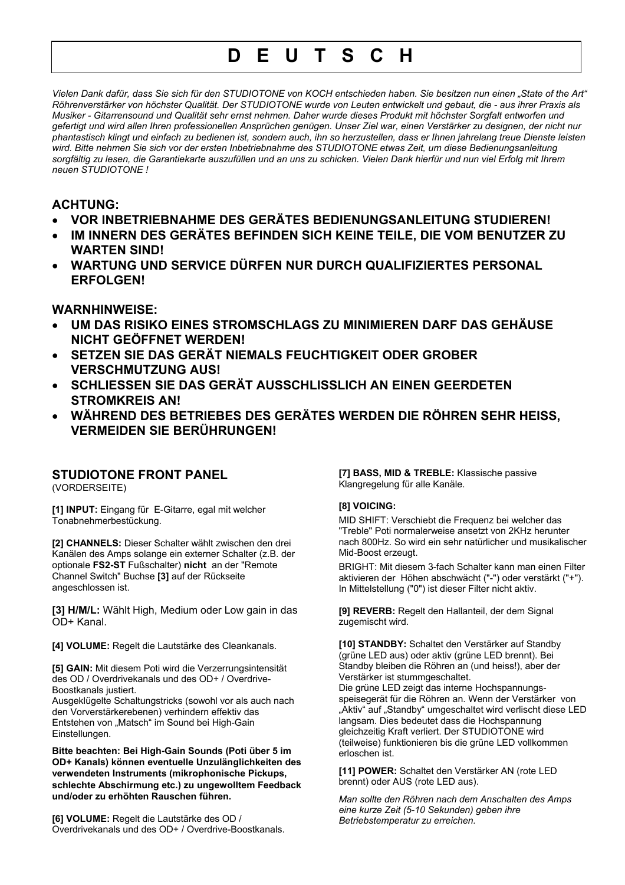# D E U T S C H

*Vielen Dank dafür, dass Sie sich für den STUDIOTONE von KOCH entschieden haben. Sie besitzen nun einen „State of the Art" Röhrenverstärker von höchster Qualität. Der STUDIOTONE wurde von Leuten entwickelt und gebaut, die - aus ihrer Praxis als Musiker - Gitarrensound und Qualität sehr ernst nehmen. Daher wurde dieses Produkt mit höchster Sorgfalt entworfen und gefertigt und wird allen Ihren professionellen Ansprüchen genügen. Unser Ziel war, einen Verstärker zu designen, der nicht nur phantastisch klingt und einfach zu bedienen ist, sondern auch, ihn so herzustellen, dass er Ihnen jahrelang treue Dienste leisten wird. Bitte nehmen Sie sich vor der ersten Inbetriebnahme des STUDIOTONE etwas Zeit, um diese Bedienungsanleitung sorgfältig zu lesen, die Garantiekarte auszufüllen und an uns zu schicken. Vielen Dank hierfür und nun viel Erfolg mit Ihrem neuen STUDIOTONE !*

**ACHTUNG:**

- **VOR INBETRIEBNAHME DES GERÄTES BEDIENUNGSANLEITUNG STUDIEREN!**
- **IM INNERN DES GERÄTES BEFINDEN SICH KEINE TEILE, DIE VOM BENUTZER ZU WARTEN SIND!**
- **WARTUNG UND SERVICE DÜRFEN NUR DURCH QUALIFIZIERTES PERSONAL ERFOLGEN!**

**WARNHINWEISE:**

- **UM DAS RISIKO EINES STROMSCHLAGS ZU MINIMIEREN DARF DAS GEHÄUSE NICHT GEÖFFNET WERDEN!**
- **SETZEN SIE DAS GERÄT NIEMALS FEUCHTIGKEIT ODER GROBER VERSCHMUTZUNG AUS!**
- **SCHLIESSEN SIE DAS GERÄT AUSSCHLISSLICH AN EINEN GEERDETEN STROMKREIS AN!**
- **WÄHREND DES BETRIEBES DES GERÄTES WERDEN DIE RÖHREN SEHR HEISS, VERMEIDEN SIE BERÜHRUNGEN!**

## STUDIOTONE FRONT PANEL

(VORDERSEITE)

**[1] INPUT:** Eingang für E-Gitarre, egal mit welcher Tonabnehmerbestückung.

**[2] CHANNELS:** Dieser Schalter wählt zwischen den drei Kanälen des Amps solange ein externer Schalter (z.B. der optionale **FS2-ST** Fußschalter) **nicht** an der "Remote Channel Switch" Buchse **[3]** auf der Rückseite angeschlossen ist.

**[3] H/M/L:** Wählt High, Medium oder Low gain in das OD+ Kanal.

**[4] VOLUME:** Regelt die Lautstärke des Cleankanals.

**[5] GAIN:** Mit diesem Poti wird die Verzerrungsintensität des OD / Overdrivekanals und des OD+ / Overdrive-Boostkanals justiert.
Ausgeklügelte Schaltungstricks (sowohl vor als auch nach den Vorverstärkerebenen) verhindern effektiv das Entstehen von „Matsch" im Sound bei High-Gain Einstellungen.

**Bitte beachten: Bei High-Gain Sounds (Poti über 5 im OD+ Kanals) können eventuelle Unzulänglichkeiten des verwendeten Instruments (mikrophonische Pickups, schlechte Abschirmung etc.) zu ungewolltem Feedback und/oder zu erhöhten Rauschen führen.**

**[6] VOLUME:** Regelt die Lautstärke des OD / Overdrivekanals und des OD+ / Overdrive-Boostkanals.

**[7] BASS, MID & TREBLE:** Klassische passive Klangregelung für alle Kanäle.

**[8] VOICING:**

MID SHIFT: Verschiebt die Frequenz bei welcher das "Treble" Poti normalerweise ansetzt von 2KHz herunter nach 800Hz. So wird ein sehr natürlicher und musikalischer Mid-Boost erzeugt.

BRIGHT: Mit diesem 3-fach Schalter kann man einen Filter aktivieren der Höhen abschwächt ("-") oder verstärkt ("+"). In Mittelstellung ("0") ist dieser Filter nicht aktiv.

**[9] REVERB:** Regelt den Hallanteil, der dem Signal zugemischt wird.

**[10] STANDBY:** Schaltet den Verstärker auf Standby (grüne LED aus) oder aktiv (grüne LED brennt). Bei Standby bleiben die Röhren an (und heiss!), aber der Verstärker ist stummgeschaltet.
Die grüne LED zeigt das interne Hochspannungs-speisegerät für die Röhren an. Wenn der Verstärker von „Aktiv" auf „Standby" umgeschaltet wird verlischt diese LED langsam. Dies bedeutet dass die Hochspannung gleichzeitig Kraft verliert. Der STUDIOTONE wird (teilweise) funktionieren bis die grüne LED vollkommen erloschen ist.

**[11] POWER:** Schaltet den Verstärker AN (rote LED brennt) oder AUS (rote LED aus).

*Man sollte den Röhren nach dem Anschalten des Amps eine kurze Zeit (5-10 Sekunden) geben ihre Betriebstemperatur zu erreichen.*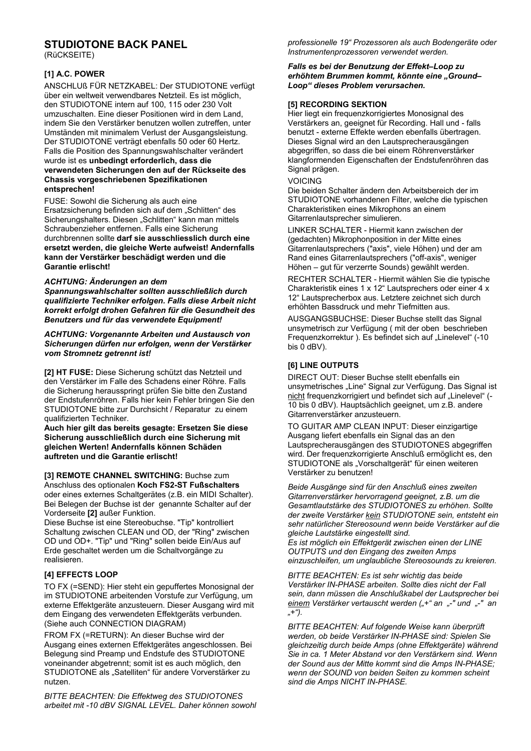## STUDIOTONE BACK PANEL

(RüCKSEITE)

### [1] A.C. POWER

ANSCHLUß FÜR NETZKABEL: Der STUDIOTONE verfügt über ein weltweit verwendbares Netzteil. Es ist möglich, den STUDIOTONE intern auf 100, 115 oder 230 Volt umzuschalten. Eine dieser Positionen wird in dem Land, indem Sie den Verstärker benutzen wollen zutreffen, unter Umständen mit minimalem Verlust der Ausgangsleistung. Der STUDIOTONE verträgt ebenfalls 50 oder 60 Hertz. Falls die Position des Spannungswahlschalter verändert wurde ist es **unbedingt erforderlich, dass die verwendeten Sicherungen den auf der Rückseite des Chassis vorgeschriebenen Spezifikationen entsprechen!**

FUSE: Sowohl die Sicherung als auch eine Ersatzsicherung befinden sich auf dem „Schlitten" des Sicherungshalters. Diesen „Schlitten" kann man mittels Schraubenzieher entfernen. Falls eine Sicherung durchbrennen sollte **darf sie ausschliesslich durch eine ersetzt werden, die gleiche Werte aufweist! Andernfalls kann der Verstärker beschädigt werden und die Garantie erlischt!**

***ACHTUNG: Änderungen an dem Spannungswahlschalter sollten ausschließlich durch qualifizierte Techniker erfolgen. Falls diese Arbeit nicht korrekt erfolgt drohen Gefahren für die Gesundheit des Benutzers und für das verwendete Equipment!***

***ACHTUNG: Vorgenannte Arbeiten und Austausch von Sicherungen dürfen nur erfolgen, wenn der Verstärker vom Stromnetz getrennt ist!***

**[2] HT FUSE:** Diese Sicherung schützt das Netzteil und den Verstärker im Falle des Schadens einer Röhre. Falls die Sicherung herausspringt prüfen Sie bitte den Zustand der Endstufenröhren. Falls hier kein Fehler bringen Sie den STUDIOTONE bitte zur Durchsicht / Reparatur zu einem qualifizierten Techniker.
**Auch hier gilt das bereits gesagte: Ersetzen Sie diese Sicherung ausschließlich durch eine Sicherung mit gleichen Werten! Andernfalls können Schäden auftreten und die Garantie erlischt!**

**[3] REMOTE CHANNEL SWITCHING:** Buchse zum Anschluss des optionalen **Koch FS2-ST Fußschalters** oder eines externes Schaltgerätes (z.B. ein MIDI Schalter). Bei Belegen der Buchse ist der genannte Schalter auf der Vorderseite **[2]** außer Funktion.
Diese Buchse ist eine Stereobuchse. "Tip" kontrolliert Schaltung zwischen CLEAN und OD, der "Ring" zwischen OD und OD+. "Tip" und "Ring" sollen beide Ein/Aus auf Erde geschaltet werden um die Schaltvorgänge zu realisieren.

### [4] EFFECTS LOOP

TO FX (=SEND): Hier steht ein gepuffertes Monosignal der im STUDIOTONE arbeitenden Vorstufe zur Verfügung, um externe Effektgeräte anzusteuern. Dieser Ausgang wird mit dem Eingang des verwendeten Effektgeräts verbunden. (Siehe auch CONNECTION DIAGRAM)

FROM FX (=RETURN): An dieser Buchse wird der Ausgang eines externen Effektgerätes angeschlossen. Bei Belegung sind Preamp und Endstufe des STUDIOTONE voneinander abgetrennt; somit ist es auch möglich, den STUDIOTONE als „Satelliten" für andere Vorverstärker zu nutzen.

*BITTE BEACHTEN: Die Effektweg des STUDIOTONES arbeitet mit -10 dBV SIGNAL LEVEL. Daher können sowohl professionelle 19" Prozessoren als auch Bodengeräte oder Instrumentenprozessoren verwendet werden.*

***Falls es bei der Benutzung der Effekt–Loop zu erhöhtem Brummen kommt, könnte eine „Ground–Loop" dieses Problem verursachen.***

### [5] RECORDING SEKTION

Hier liegt ein frequenzkorrigiertes Monosignal des Verstärkers an, geeignet für Recording. Hall und - falls benutzt - externe Effekte werden ebenfalls übertragen. Dieses Signal wird an den Lautsprecherausgängen abgegriffen, so dass die bei einem Röhrenverstärker klangformenden Eigenschaften der Endstufenröhren das Signal prägen.

VOICING
Die beiden Schalter ändern den Arbeitsbereich der im STUDIOTONE vorhandenen Filter, welche die typischen Charakteristiken eines Mikrophons an einem Gitarrenlautsprecher simulieren.

LINKER SCHALTER - Hiermit kann zwischen der (gedachten) Mikrophonposition in der Mitte eines Gitarrenlautsprechers ("axis", viele Höhen) und der am Rand eines Gitarrenlautsprechers ("off-axis", weniger Höhen – gut für verzerrte Sounds) gewählt werden.

RECHTER SCHALTER - Hiermit wählen Sie die typische Charakteristik eines 1 x 12" Lautsprechers oder einer 4 x 12" Lautsprecherbox aus. Letztere zeichnet sich durch erhöhten Bassdruck und mehr Tiefmitten aus.

AUSGANGSBUCHSE: Dieser Buchse stellt das Signal unsymetrisch zur Verfügung ( mit der oben beschrieben Frequenzkorrektur ). Es befindet sich auf „Linelevel" (-10 bis 0 dBV).

### [6] LINE OUTPUTS

DIRECT OUT: Dieser Buchse stellt ebenfalls ein unsymetrisches „Line" Signal zur Verfügung. Das Signal ist <u>nicht</u> frequenzkorrigiert und befindet sich auf „Linelevel" (-10 bis 0 dBV). Hauptsächlich geeignet, um z.B. andere Gitarrenverstärker anzusteuern.

TO GUITAR AMP CLEAN INPUT: Dieser einzigartige Ausgang liefert ebenfalls ein Signal das an den Lautsprecherausgängen des STUDIOTONES abgegriffen wird. Der frequenzkorrigierte Anschluß ermöglicht es, den STUDIOTONE als „Vorschaltgerät" für einen weiteren Verstärker zu benutzen!

*Beide Ausgänge sind für den Anschluß eines zweiten Gitarrenverstärker hervorragend geeignet, z.B. um die Gesamtlautstärke des STUDIOTONES zu erhöhen. Sollte der zweite Verstärker <u>kein</u> STUDIOTONE sein, entsteht ein sehr natürlicher Stereosound wenn beide Verstärker auf die gleiche Lautstärke eingestellt sind.*
*Es ist möglich ein Effektgerät zwischen einen der LINE OUTPUTS und den Eingang des zweiten Amps einzuschleifen, um unglaubliche Stereosounds zu kreieren.*

*BITTE BEACHTEN: Es ist sehr wichtig das beide Verstärker IN-PHASE arbeiten. Sollte dies nicht der Fall sein, dann müssen die Anschlußkabel der Lautsprecher bei <u>einem</u> Verstärker vertauscht werden („+" an „-" und „-" an „+").*

*BITTE BEACHTEN: Auf folgende Weise kann überprüft werden, ob beide Verstärker IN-PHASE sind: Spielen Sie gleichzeitig durch beide Amps (ohne Effektgeräte) während Sie in ca. 1 Meter Abstand vor den Verstärkern sind. Wenn der Sound aus der Mitte kommt sind die Amps IN-PHASE; wenn der SOUND von beiden Seiten zu kommen scheint sind die Amps NICHT IN-PHASE.*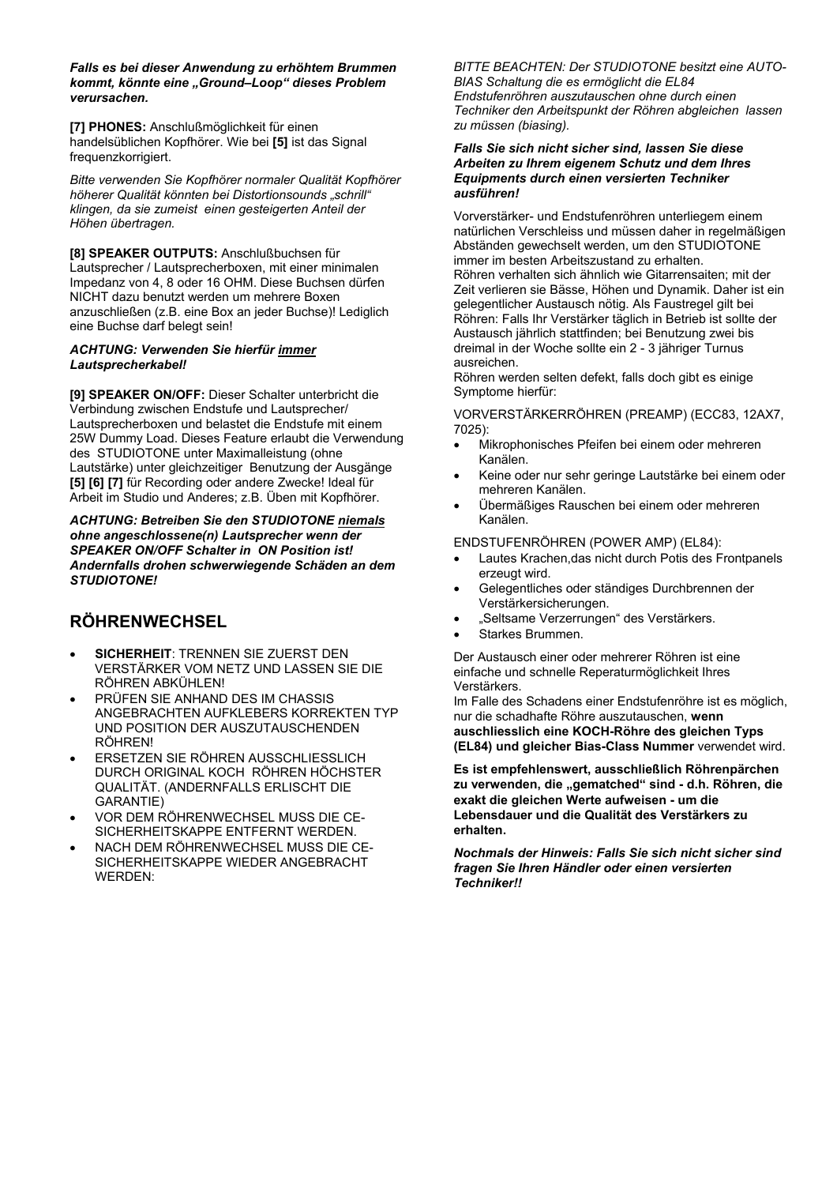***Falls es bei dieser Anwendung zu erhöhtem Brummen kommt, könnte eine „Ground–Loop" dieses Problem verursachen.***

**[7] PHONES:** Anschlußmöglichkeit für einen handelsüblichen Kopfhörer. Wie bei **[5]** ist das Signal frequenzkorrigiert.

*Bitte verwenden Sie Kopfhörer normaler Qualität Kopfhörer höherer Qualität könnten bei Distortionsounds „schrill" klingen, da sie zumeist einen gesteigerten Anteil der Höhen übertragen.*

**[8] SPEAKER OUTPUTS:** Anschlußbuchsen für Lautsprecher / Lautsprecherboxen, mit einer minimalen Impedanz von 4, 8 oder 16 OHM. Diese Buchsen dürfen NICHT dazu benutzt werden um mehrere Boxen anzuschließen (z.B. eine Box an jeder Buchse)! Lediglich eine Buchse darf belegt sein!

***ACHTUNG: Verwenden Sie hierfür <u>immer</u> Lautsprecherkabel!***

**[9] SPEAKER ON/OFF:** Dieser Schalter unterbricht die Verbindung zwischen Endstufe und Lautsprecher/ Lautsprecherboxen und belastet die Endstufe mit einem 25W Dummy Load. Dieses Feature erlaubt die Verwendung des STUDIOTONE unter Maximalleistung (ohne Lautstärke) unter gleichzeitiger Benutzung der Ausgänge **[5] [6] [7]** für Recording oder andere Zwecke! Ideal für Arbeit im Studio und Anderes; z.B. Üben mit Kopfhörer.

***ACHTUNG: Betreiben Sie den STUDIOTONE <u>niemals</u> ohne angeschlossene(n) Lautsprecher wenn der SPEAKER ON/OFF Schalter in ON Position ist! Andernfalls drohen schwerwiegende Schäden an dem STUDIOTONE!***

## RÖHRENWECHSEL

- **SICHERHEIT**: TRENNEN SIE ZUERST DEN VERSTÄRKER VOM NETZ UND LASSEN SIE DIE RÖHREN ABKÜHLEN!
- PRÜFEN SIE ANHAND DES IM CHASSIS ANGEBRACHTEN AUFKLEBERS KORREKTEN TYP UND POSITION DER AUSZUTAUSCHENDEN RÖHREN!
- ERSETZEN SIE RÖHREN AUSSCHLIESSLICH DURCH ORIGINAL KOCH RÖHREN HÖCHSTER QUALITÄT. (ANDERNFALLS ERLISCHT DIE GARANTIE)
- VOR DEM RÖHRENWECHSEL MUSS DIE CE-SICHERHEITSKAPPE ENTFERNT WERDEN.
- NACH DEM RÖHRENWECHSEL MUSS DIE CE-SICHERHEITSKAPPE WIEDER ANGEBRACHT WERDEN:

*BITTE BEACHTEN: Der STUDIOTONE besitzt eine AUTO-BIAS Schaltung die es ermöglicht die EL84 Endstufenröhren auszutauschen ohne durch einen Techniker den Arbeitspunkt der Röhren abgleichen lassen zu müssen (biasing).*

***Falls Sie sich nicht sicher sind, lassen Sie diese Arbeiten zu Ihrem eigenem Schutz und dem Ihres Equipments durch einen versierten Techniker ausführen!***

Vorverstärker- und Endstufenröhren unterliegem einem natürlichen Verschleiss und müssen daher in regelmäßigen Abständen gewechselt werden, um den STUDIOTONE immer im besten Arbeitszustand zu erhalten.
Röhren verhalten sich ähnlich wie Gitarrensaiten; mit der Zeit verlieren sie Bässe, Höhen und Dynamik. Daher ist ein gelegentlicher Austausch nötig. Als Faustregel gilt bei Röhren: Falls Ihr Verstärker täglich in Betrieb ist sollte der Austausch jährlich stattfinden; bei Benutzung zwei bis dreimal in der Woche sollte ein 2 - 3 jähriger Turnus ausreichen.
Röhren werden selten defekt, falls doch gibt es einige Symptome hierfür:

VORVERSTÄRKERRÖHREN (PREAMP) (ECC83, 12AX7, 7025):

- Mikrophonisches Pfeifen bei einem oder mehreren Kanälen.
- Keine oder nur sehr geringe Lautstärke bei einem oder mehreren Kanälen.
- Übermäßiges Rauschen bei einem oder mehreren Kanälen.

ENDSTUFENRÖHREN (POWER AMP) (EL84):

- Lautes Krachen,das nicht durch Potis des Frontpanels erzeugt wird.
- Gelegentliches oder ständiges Durchbrennen der Verstärkersicherungen.
- „Seltsame Verzerrungen" des Verstärkers.
- Starkes Brummen.

Der Austausch einer oder mehrerer Röhren ist eine einfache und schnelle Reperaturmöglichkeit Ihres Verstärkers.
Im Falle des Schadens einer Endstufenröhre ist es möglich, nur die schadhafte Röhre auszutauschen, **wenn auschliesslich eine KOCH-Röhre des gleichen Typs (EL84) und gleicher Bias-Class Nummer** verwendet wird.

**Es ist empfehlenswert, ausschließlich Röhrenpärchen zu verwenden, die „gematched" sind - d.h. Röhren, die exakt die gleichen Werte aufweisen - um die Lebensdauer und die Qualität des Verstärkers zu erhalten.**

***Nochmals der Hinweis: Falls Sie sich nicht sicher sind fragen Sie Ihren Händler oder einen versierten Techniker!!***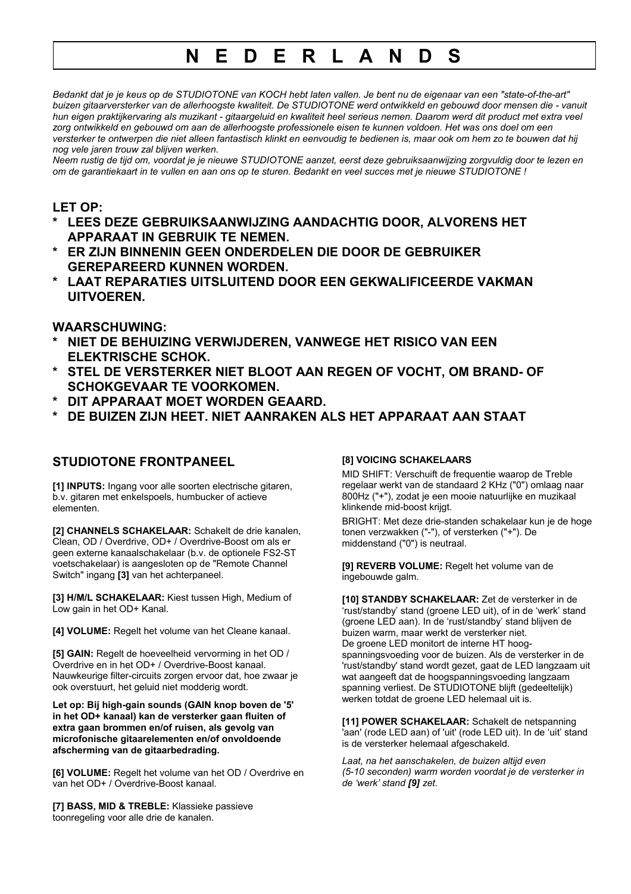# N E D E R L A N D S

*Bedankt dat je je keus op de STUDIOTONE van KOCH hebt laten vallen. Je bent nu de eigenaar van een "state-of-the-art" buizen gitaarversterker van de allerhoogste kwaliteit. De STUDIOTONE werd ontwikkeld en gebouwd door mensen die - vanuit hun eigen praktijkervaring als muzikant - gitaargeluid en kwaliteit heel serieus nemen. Daarom werd dit product met extra veel zorg ontwikkeld en gebouwd om aan de allerhoogste professionele eisen te kunnen voldoen. Het was ons doel om een versterker te ontwerpen die niet alleen fantastisch klinkt en eenvoudig te bedienen is, maar ook om hem zo te bouwen dat hij nog vele jaren trouw zal blijven werken.*

*Neem rustig de tijd om, voordat je je nieuwe STUDIOTONE aanzet, eerst deze gebruiksaanwijzing zorgvuldig door te lezen en om de garantiekaart in te vullen en aan ons op te sturen. Bedankt en veel succes met je nieuwe STUDIOTONE !*

### LET OP:

* **LEES DEZE GEBRUIKSAANWIJZING AANDACHTIG DOOR, ALVORENS HET APPARAAT IN GEBRUIK TE NEMEN.**
* **ER ZIJN BINNENIN GEEN ONDERDELEN DIE DOOR DE GEBRUIKER GEREPAREERD KUNNEN WORDEN.**
* **LAAT REPARATIES UITSLUITEND DOOR EEN GEKWALIFICEERDE VAKMAN UITVOEREN.**

### WAARSCHUWING:

* **NIET DE BEHUIZING VERWIJDEREN, VANWEGE HET RISICO VAN EEN ELEKTRISCHE SCHOK.**
* **STEL DE VERSTERKER NIET BLOOT AAN REGEN OF VOCHT, OM BRAND- OF SCHOKGEVAAR TE VOORKOMEN.**
* **DIT APPARAAT MOET WORDEN GEAARD.**
* **DE BUIZEN ZIJN HEET. NIET AANRAKEN ALS HET APPARAAT AAN STAAT**

## STUDIOTONE FRONTPANEEL

**[1] INPUTS:** Ingang voor alle soorten electrische gitaren, b.v. gitaren met enkelspoels, humbucker of actieve elementen.

**[2] CHANNELS SCHAKELAAR:** Schakelt de drie kanalen, Clean, OD / Overdrive, OD+ / Overdrive-Boost om als er geen externe kanaalschakelaar (b.v. de optionele FS2-ST voetschakelaar) is aangesloten op de "Remote Channel Switch" ingang **[3]** van het achterpaneel.

**[3] H/M/L SCHAKELAAR:** Kiest tussen High, Medium of Low gain in het OD+ Kanal.

**[4] VOLUME:** Regelt het volume van het Cleane kanaal.

**[5] GAIN:** Regelt de hoeveelheid vervorming in het OD / Overdrive en in het OD+ / Overdrive-Boost kanaal. Nauwkeurige filter-circuits zorgen ervoor dat, hoe zwaar je ook overstuurt, het geluid niet modderig wordt.

**Let op: Bij high-gain sounds (GAIN knop boven de '5' in het OD+ kanaal) kan de versterker gaan fluiten of extra gaan brommen en/of ruisen, als gevolg van microfonische gitaarelementen en/of onvoldoende afscherming van de gitaarbedrading.**

**[6] VOLUME:** Regelt het volume van het OD / Overdrive en van het OD+ / Overdrive-Boost kanaal.

**[7] BASS, MID & TREBLE:** Klassieke passieve toonregeling voor alle drie de kanalen.

**[8] VOICING SCHAKELAARS**

MID SHIFT: Verschuift de frequentie waarop de Treble regelaar werkt van de standaard 2 KHz ("0") omlaag naar 800Hz ("+"), zodat je een mooie natuurlijke en muzikaal klinkende mid-boost krijgt.

BRIGHT: Met deze drie-standen schakelaar kun je de hoge tonen verzwakken ("-"), of versterken ("+"). De middenstand ("0") is neutraal.

**[9] REVERB VOLUME:** Regelt het volume van de ingebouwde galm.

**[10] STANDBY SCHAKELAAR:** Zet de versterker in de 'rust/standby' stand (groene LED uit), of in de 'werk' stand (groene LED aan). In de 'rust/standby' stand blijven de buizen warm, maar werkt de versterker niet.
De groene LED monitort de interne HT hoog-spanningsvoeding voor de buizen. Als de versterker in de 'rust/standby' stand wordt gezet, gaat de LED langzaam uit wat aangeeft dat de hoogspanningsvoeding langzaam spanning verliest. De STUDIOTONE blijft (gedeeltelijk) werken totdat de groene LED helemaal uit is.

**[11] POWER SCHAKELAAR:** Schakelt de netspanning 'aan' (rode LED aan) of 'uit' (rode LED uit). In de 'uit' stand is de versterker helemaal afgeschakeld.

*Laat, na het aanschakelen, de buizen altijd even (5-10 seconden) warm worden voordat je de versterker in de 'werk' stand **[9]** zet.*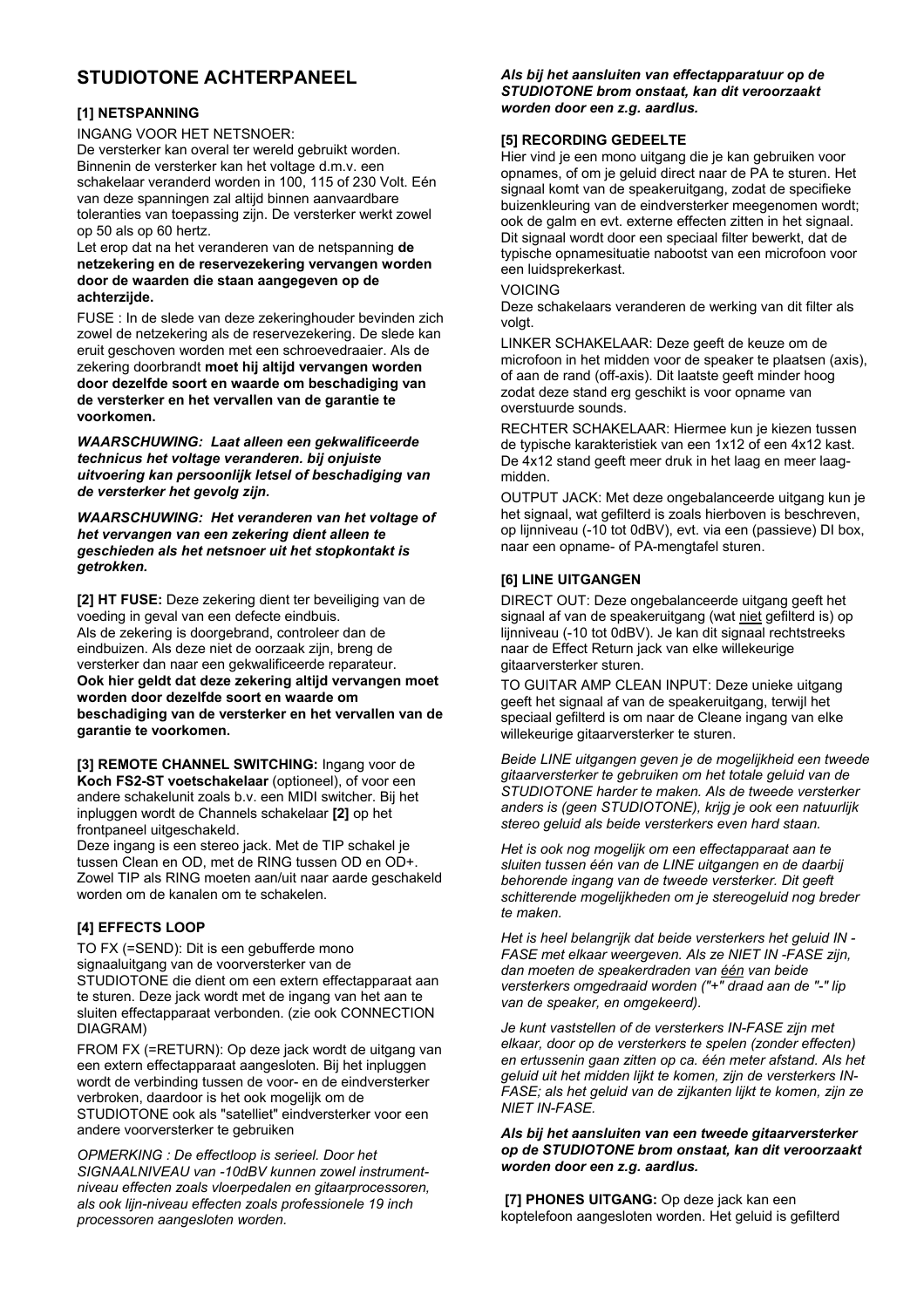# STUDIOTONE ACHTERPANEEL

**[1] NETSPANNING**

INGANG VOOR HET NETSNOER:
De versterker kan overal ter wereld gebruikt worden. Binnenin de versterker kan het voltage d.m.v. een schakelaar veranderd worden in 100, 115 of 230 Volt. Eén van deze spanningen zal altijd binnen aanvaardbare toleranties van toepassing zijn. De versterker werkt zowel op 50 als op 60 hertz.

Let erop dat na het veranderen van de netspanning **de netzekering en de reservezekering vervangen worden door de waarden die staan aangegeven op de achterzijde.**

FUSE : In de slede van deze zekeringhouder bevinden zich zowel de netzekering als de reservezekering. De slede kan eruit geschoven worden met een schroevedraaier. Als de zekering doorbrandt **moet hij altijd vervangen worden door dezelfde soort en waarde om beschadiging van de versterker en het vervallen van de garantie te voorkomen.**

***WAARSCHUWING: Laat alleen een gekwalificeerde technicus het voltage veranderen. bij onjuiste uitvoering kan persoonlijk letsel of beschadiging van de versterker het gevolg zijn.***

***WAARSCHUWING: Het veranderen van het voltage of het vervangen van een zekering dient alleen te geschieden als het netsnoer uit het stopkontakt is getrokken.***

**[2] HT FUSE:** Deze zekering dient ter beveiliging van de voeding in geval van een defecte eindbuis.
Als de zekering is doorgebrand, controleer dan de eindbuizen. Als deze niet de oorzaak zijn, breng de versterker dan naar een gekwalificeerde reparateur.
**Ook hier geldt dat deze zekering altijd vervangen moet worden door dezelfde soort en waarde om beschadiging van de versterker en het vervallen van de garantie te voorkomen.**

**[3] REMOTE CHANNEL SWITCHING:** Ingang voor de **Koch FS2-ST voetschakelaar** (optioneel), of voor een andere schakelunit zoals b.v. een MIDI switcher. Bij het inpluggen wordt de Channels schakelaar **[2]** op het frontpaneel uitgeschakeld.
Deze ingang is een stereo jack. Met de TIP schakel je tussen Clean en OD, met de RING tussen OD en OD+. Zowel TIP als RING moeten aan/uit naar aarde geschakeld worden om de kanalen om te schakelen.

**[4] EFFECTS LOOP**

TO FX (=SEND): Dit is een gebufferde mono signaaluitgang van de voorversterker van de STUDIOTONE die dient om een extern effectapparaat aan te sturen. Deze jack wordt met de ingang van het aan te sluiten effectapparaat verbonden. (zie ook CONNECTION DIAGRAM)

FROM FX (=RETURN): Op deze jack wordt de uitgang van een extern effectapparaat aangesloten. Bij het inpluggen wordt de verbinding tussen de voor- en de eindversterker verbroken, daardoor is het ook mogelijk om de STUDIOTONE ook als "satelliet" eindversterker voor een andere voorversterker te gebruiken

*OPMERKING : De effectloop is serieel. Door het SIGNAALNIVEAU van -10dBV kunnen zowel instrument-niveau effecten zoals vloerpedalen en gitaarprocessoren, als ook lijn-niveau effecten zoals professionele 19 inch processoren aangesloten worden.*

***Als bij het aansluiten van effectapparatuur op de STUDIOTONE brom onstaat, kan dit veroorzaakt worden door een z.g. aardlus.***

**[5] RECORDING GEDEELTE**

Hier vind je een mono uitgang die je kan gebruiken voor opnames, of om je geluid direct naar de PA te sturen. Het signaal komt van de speakeruitgang, zodat de specifieke buizenkleuring van de eindversterker meegenomen wordt; ook de galm en evt. externe effecten zitten in het signaal. Dit signaal wordt door een speciaal filter bewerkt, dat de typische opnamesituatie nabootst van een microfoon voor een luidsprekerkast.

VOICING
Deze schakelaars veranderen de werking van dit filter als volgt.

LINKER SCHAKELAAR: Deze geeft de keuze om de microfoon in het midden voor de speaker te plaatsen (axis), of aan de rand (off-axis). Dit laatste geeft minder hoog zodat deze stand erg geschikt is voor opname van overstuurde sounds.

RECHTER SCHAKELAAR: Hiermee kun je kiezen tussen de typische karakteristiek van een 1x12 of een 4x12 kast. De 4x12 stand geeft meer druk in het laag en meer laag-midden.

OUTPUT JACK: Met deze ongebalanceerde uitgang kun je het signaal, wat gefilterd is zoals hierboven is beschreven, op lijnniveau (-10 tot 0dBV), evt. via een (passieve) DI box, naar een opname- of PA-mengtafel sturen.

**[6] LINE UITGANGEN**

DIRECT OUT: Deze ongebalanceerde uitgang geeft het signaal af van de speakeruitgang (wat niet gefilterd is) op lijnniveau (-10 tot 0dBV). Je kan dit signaal rechtstreeks naar de Effect Return jack van elke willekeurige gitaarversterker sturen.

TO GUITAR AMP CLEAN INPUT: Deze unieke uitgang geeft het signaal af van de speakeruitgang, terwijl het speciaal gefilterd is om naar de Cleane ingang van elke willekeurige gitaarversterker te sturen.

*Beide LINE uitgangen geven je de mogelijkheid een tweede gitaarversterker te gebruiken om het totale geluid van de STUDIOTONE harder te maken. Als de tweede versterker anders is (geen STUDIOTONE), krijg je ook een natuurlijk stereo geluid als beide versterkers even hard staan.*

*Het is ook nog mogelijk om een effectapparaat aan te sluiten tussen één van de LINE uitgangen en de daarbij behorende ingang van de tweede versterker. Dit geeft schitterende mogelijkheden om je stereogeluid nog breder te maken.*

*Het is heel belangrijk dat beide versterkers het geluid IN - FASE met elkaar weergeven. Als ze NIET IN -FASE zijn, dan moeten de speakerdraden van één van beide versterkers omgedraaid worden ("+" draad aan de "-" lip van de speaker, en omgekeerd).*

*Je kunt vaststellen of de versterkers IN-FASE zijn met elkaar, door op de versterkers te spelen (zonder effecten) en ertussenin gaan zitten op ca. één meter afstand. Als het geluid uit het midden lijkt te komen, zijn de versterkers IN-FASE; als het geluid van de zijkanten lijkt te komen, zijn ze NIET IN-FASE.*

***Als bij het aansluiten van een tweede gitaarversterker op de STUDIOTONE brom onstaat, kan dit veroorzaakt worden door een z.g. aardlus.***

**[7] PHONES UITGANG:** Op deze jack kan een koptelefoon aangesloten worden. Het geluid is gefilterd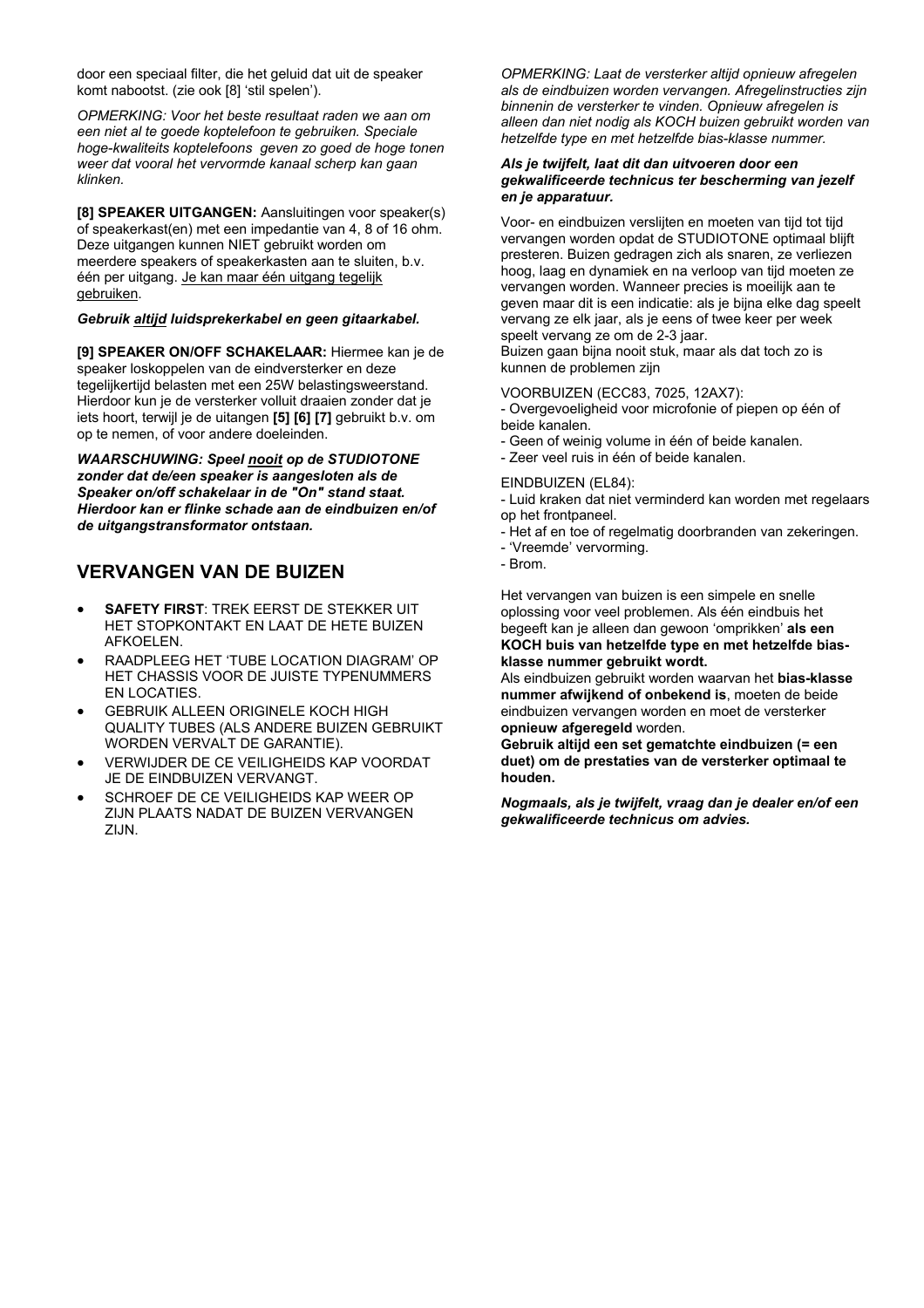door een speciaal filter, die het geluid dat uit de speaker komt nabootst. (zie ook [8] 'stil spelen').

*OPMERKING: Voor het beste resultaat raden we aan om een niet al te goede koptelefoon te gebruiken. Speciale hoge-kwaliteits koptelefoons geven zo goed de hoge tonen weer dat vooral het vervormde kanaal scherp kan gaan klinken.*

**[8] SPEAKER UITGANGEN:** Aansluitingen voor speaker(s) of speakerkast(en) met een impedantie van 4, 8 of 16 ohm. Deze uitgangen kunnen NIET gebruikt worden om meerdere speakers of speakerkasten aan te sluiten, b.v. één per uitgang. <u>Je kan maar één uitgang tegelijk gebruiken</u>.

***Gebruik <u>altijd</u> luidsprekerkabel en geen gitaarkabel.***

**[9] SPEAKER ON/OFF SCHAKELAAR:** Hiermee kan je de speaker loskoppelen van de eindversterker en deze tegelijkertijd belasten met een 25W belastingsweerstand. Hierdoor kun je de versterker volluit draaien zonder dat je iets hoort, terwijl je de uitangen **[5] [6] [7]** gebruikt b.v. om op te nemen, of voor andere doeleinden.

***WAARSCHUWING: Speel <u>nooit</u> op de STUDIOTONE zonder dat de/een speaker is aangesloten als de Speaker on/off schakelaar in de "On" stand staat. Hierdoor kan er flinke schade aan de eindbuizen en/of de uitgangstransformator ontstaan.***

## VERVANGEN VAN DE BUIZEN

- **SAFETY FIRST**: TREK EERST DE STEKKER UIT HET STOPKONTAKT EN LAAT DE HETE BUIZEN AFKOELEN.
- RAADPLEEG HET 'TUBE LOCATION DIAGRAM' OP HET CHASSIS VOOR DE JUISTE TYPENUMMERS EN LOCATIES.
- GEBRUIK ALLEEN ORIGINELE KOCH HIGH QUALITY TUBES (ALS ANDERE BUIZEN GEBRUIKT WORDEN VERVALT DE GARANTIE).
- VERWIJDER DE CE VEILIGHEIDS KAP VOORDAT JE DE EINDBUIZEN VERVANGT.
- SCHROEF DE CE VEILIGHEIDS KAP WEER OP ZIJN PLAATS NADAT DE BUIZEN VERVANGEN ZIJN.

*OPMERKING: Laat de versterker altijd opnieuw afregelen als de eindbuizen worden vervangen. Afregelinstructies zijn binnenin de versterker te vinden. Opnieuw afregelen is alleen dan niet nodig als KOCH buizen gebruikt worden van hetzelfde type en met hetzelfde bias-klasse nummer.*

***Als je twijfelt, laat dit dan uitvoeren door een gekwalificeerde technicus ter bescherming van jezelf en je apparatuur.***

Voor- en eindbuizen verslijten en moeten van tijd tot tijd vervangen worden opdat de STUDIOTONE optimaal blijft presteren. Buizen gedragen zich als snaren, ze verliezen hoog, laag en dynamiek en na verloop van tijd moeten ze vervangen worden. Wanneer precies is moeilijk aan te geven maar dit is een indicatie: als je bijna elke dag speelt vervang ze elk jaar, als je eens of twee keer per week speelt vervang ze om de 2-3 jaar.
Buizen gaan bijna nooit stuk, maar als dat toch zo is kunnen de problemen zijn

VOORBUIZEN (ECC83, 7025, 12AX7):
- Overgevoeligheid voor microfonie of piepen op één of beide kanalen.
- Geen of weinig volume in één of beide kanalen.
- Zeer veel ruis in één of beide kanalen.

EINDBUIZEN (EL84):
- Luid kraken dat niet verminderd kan worden met regelaars op het frontpaneel.
- Het af en toe of regelmatig doorbranden van zekeringen.
- 'Vreemde' vervorming.
- Brom.

Het vervangen van buizen is een simpele en snelle oplossing voor veel problemen. Als één eindbuis het begeeft kan je alleen dan gewoon 'omprikken' **als een KOCH buis van hetzelfde type en met hetzelfde bias-klasse nummer gebruikt wordt.**
Als eindbuizen gebruikt worden waarvan het **bias-klasse nummer afwijkend of onbekend is**, moeten de beide eindbuizen vervangen worden en moet de versterker **opnieuw afgeregeld** worden.
**Gebruik altijd een set gematchte eindbuizen (= een duet) om de prestaties van de versterker optimaal te houden.**

***Nogmaals, als je twijfelt, vraag dan je dealer en/of een gekwalificeerde technicus om advies.***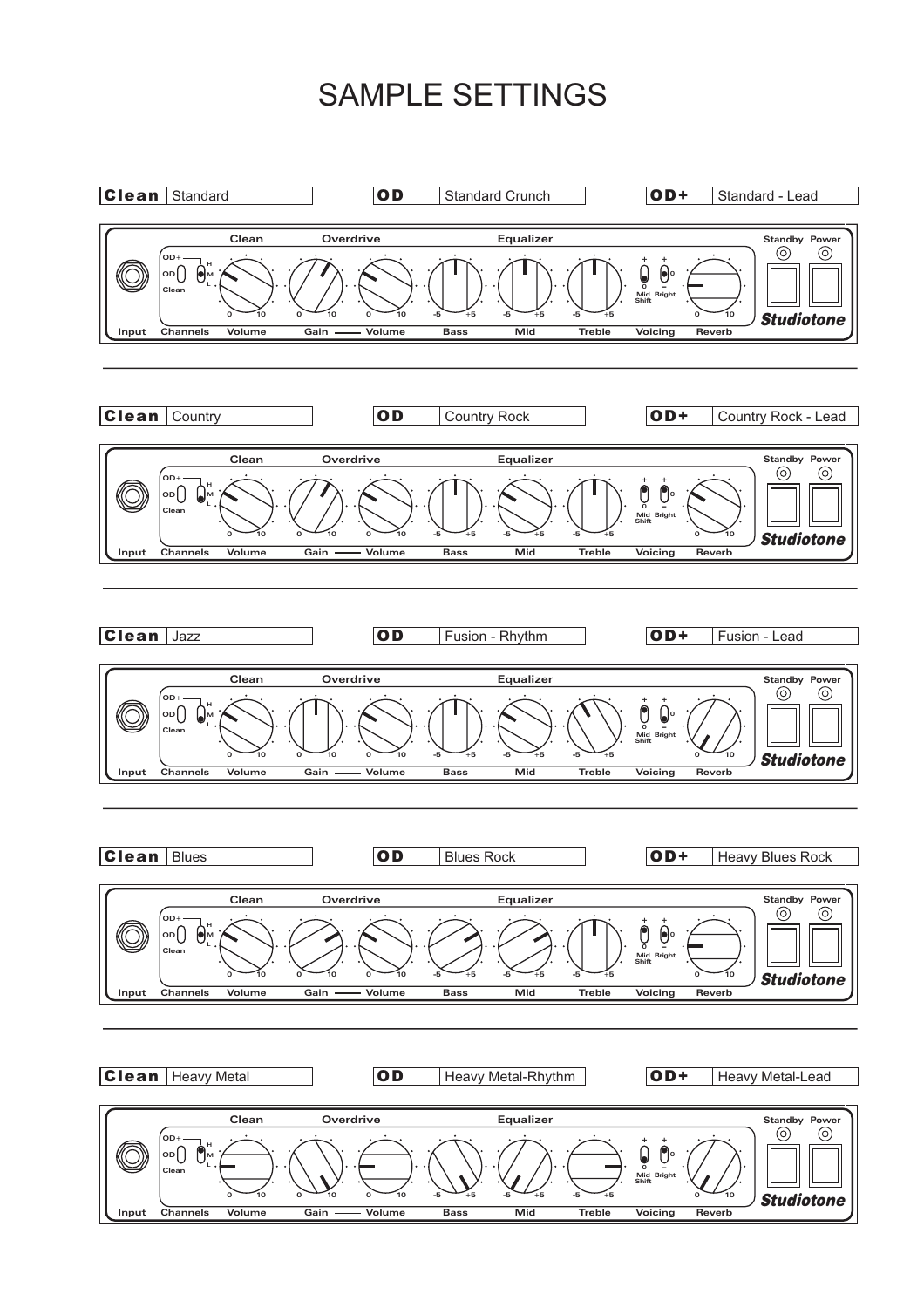# SAMPLE SETTINGS

| Clean | OD | OD+ |
|---|---|---|
| Standard | Standard Crunch | Standard - Lead |

Input | Channels: OD+ / OD / Clean, H / M / L | Clean: Volume | Overdrive: Gain —— Volume | Equalizer: Bass, Mid, Treble | Voicing: Mid Shift (+ / 0), Bright (+ / – / 0) | Reverb | Standby | Power | Studiotone

| Clean | OD | OD+ |
|---|---|---|
| Country | Country Rock | Country Rock - Lead |

Input | Channels: OD+ / OD / Clean, H / M / L | Clean: Volume | Overdrive: Gain —— Volume | Equalizer: Bass, Mid, Treble | Voicing: Mid Shift (+ / 0), Bright (+ / – / 0) | Reverb | Standby | Power | Studiotone

| Clean | OD | OD+ |
|---|---|---|
| Jazz | Fusion - Rhythm | Fusion - Lead |

Input | Channels: OD+ / OD / Clean, H / M / L | Clean: Volume | Overdrive: Gain —— Volume | Equalizer: Bass, Mid, Treble | Voicing: Mid Shift (+ / 0), Bright (+ / – / 0) | Reverb | Standby | Power | Studiotone

| Clean | OD | OD+ |
|---|---|---|
| Blues | Blues Rock | Heavy Blues Rock |

Input | Channels: OD+ / OD / Clean, H / M / L | Clean: Volume | Overdrive: Gain —— Volume | Equalizer: Bass, Mid, Treble | Voicing: Mid Shift (+ / 0), Bright (+ / – / 0) | Reverb | Standby | Power | Studiotone

| Clean | OD | OD+ |
|---|---|---|
| Heavy Metal | Heavy Metal-Rhythm | Heavy Metal-Lead |

Input | Channels: OD+ / OD / Clean, H / M / L | Clean: Volume | Overdrive: Gain —— Volume | Equalizer: Bass, Mid, Treble | Voicing: Mid Shift (+ / 0), Bright (+ / – / 0) | Reverb | Standby | Power | Studiotone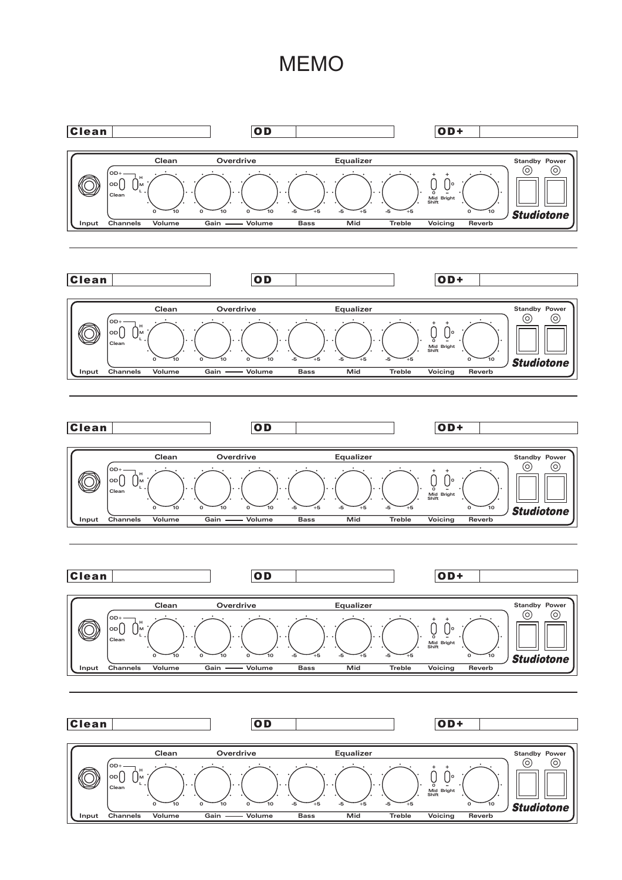# MEMO

| Clean | | OD | | OD+ | |
|---|---|---|---|---|---|

Input | Channels (OD+ / OD / Clean; H / M / L) | Clean: Volume (0–10) | Overdrive: Gain (0–10) —— Volume (0–10) | Equalizer: Bass (-5 – +5) | Mid (-5 – +5) | Treble (-5 – +5) | Voicing: Mid Shift (+ / 0), Bright (+ / o / –) | Reverb (0–10) | Standby | Power | **Studiotone**

---

| Clean | | OD | | OD+ | |
|---|---|---|---|---|---|

Input | Channels (OD+ / OD / Clean; H / M / L) | Clean: Volume (0–10) | Overdrive: Gain (0–10) —— Volume (0–10) | Equalizer: Bass (-5 – +5) | Mid (-5 – +5) | Treble (-5 – +5) | Voicing: Mid Shift (+ / 0), Bright (+ / o / –) | Reverb (0–10) | Standby | Power | **Studiotone**

---

| Clean | | OD | | OD+ | |
|---|---|---|---|---|---|

Input | Channels (OD+ / OD / Clean; H / M / L) | Clean: Volume (0–10) | Overdrive: Gain (0–10) —— Volume (0–10) | Equalizer: Bass (-5 – +5) | Mid (-5 – +5) | Treble (-5 – +5) | Voicing: Mid Shift (+ / 0), Bright (+ / o / –) | Reverb (0–10) | Standby | Power | **Studiotone**

---

| Clean | | OD | | OD+ | |
|---|---|---|---|---|---|

Input | Channels (OD+ / OD / Clean; H / M / L) | Clean: Volume (0–10) | Overdrive: Gain (0–10) —— Volume (0–10) | Equalizer: Bass (-5 – +5) | Mid (-5 – +5) | Treble (-5 – +5) | Voicing: Mid Shift (+ / 0), Bright (+ / o / –) | Reverb (0–10) | Standby | Power | **Studiotone**

---

| Clean | | OD | | OD+ | |
|---|---|---|---|---|---|

Input | Channels (OD+ / OD / Clean; H / M / L) | Clean: Volume (0–10) | Overdrive: Gain (0–10) —— Volume (0–10) | Equalizer: Bass (-5 – +5) | Mid (-5 – +5) | Treble (-5 – +5) | Voicing: Mid Shift (+ / 0), Bright (+ / o / –) | Reverb (0–10) | Standby | Power | **Studiotone**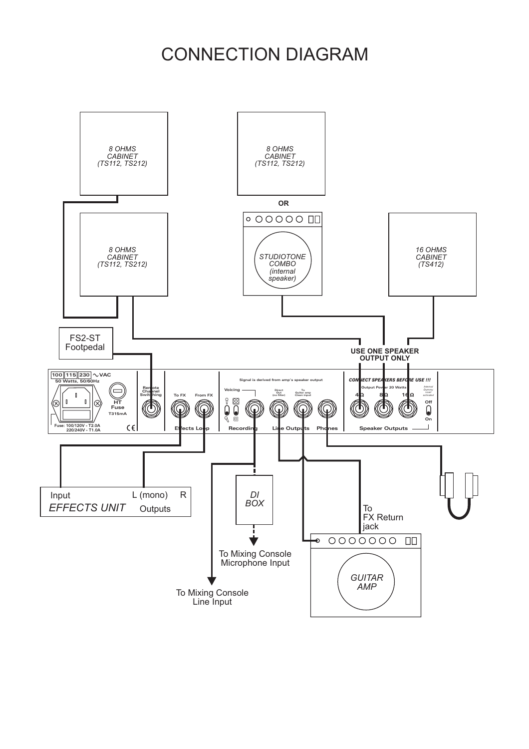# CONNECTION DIAGRAM

*8 OHMS CABINET (TS112, TS212)*

*8 OHMS CABINET (TS112, TS212)*

OR

*8 OHMS CABINET (TS112, TS212)*

*STUDIOTONE COMBO (internal speaker)*

*16 OHMS CABINET (TS412)*

FS2-ST Footpedal

**USE ONE SPEAKER OUTPUT ONLY**

100 | 115 | 230 ~VAC
50 Watts, 50/60Hz

HT Fuse T315mA

Fuse: 100/120V - T2.0A
220/240V - T1.0A

Remote Channel Switching

To FX | From FX
Effects Loop

Signal is derived from amp's speaker output

Voicing

Direct Out (no filter)

To Guitar amp Clean input

Recording | Line Outputs | Phones

*CONNECT SPEAKERS BEFORE USE !!!*

Output Power 20 Watts

4Ω | 8Ω | 16Ω

*Internal Dummy Load activated*

Off / On

Speaker Outputs

Input | L (mono) | R
*EFFECTS UNIT* | Outputs

*DI BOX*

To Mixing Console Microphone Input

To Mixing Console Line Input

To FX Return jack

*GUITAR AMP*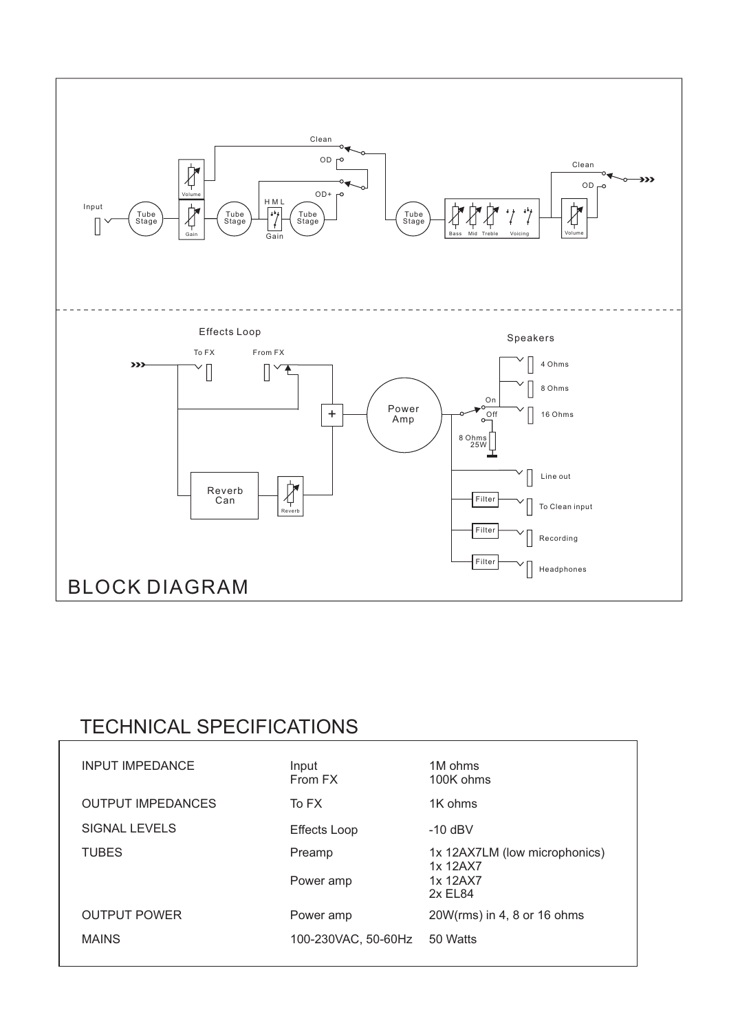Input

Tube Stage

Volume

Gain

Tube Stage

H M L

Gain

Tube Stage

Clean

OD

OD+

Tube Stage

Bass Mid Treble Voicing

Volume

Clean

OD

Effects Loop

To FX

From FX

+

Reverb Can

Reverb

Power Amp

Speakers

4 Ohms

8 Ohms

16 Ohms

On

Off

8 Ohms 25W

Line out

Filter

To Clean input

Filter

Recording

Filter

Headphones

# BLOCK DIAGRAM

# TECHNICAL SPECIFICATIONS

| | | |
|---|---|---|
| INPUT IMPEDANCE | Input<br>From FX | 1M ohms<br>100K ohms |
| OUTPUT IMPEDANCES | To FX | 1K ohms |
| SIGNAL LEVELS | Effects Loop | -10 dBV |
| TUBES | Preamp | 1x 12AX7LM (low microphonics)<br>1x 12AX7 |
| | Power amp | 1x 12AX7<br>2x EL84 |
| OUTPUT POWER | Power amp | 20W(rms) in 4, 8 or 16 ohms |
| MAINS | 100-230VAC, 50-60Hz | 50 Watts |